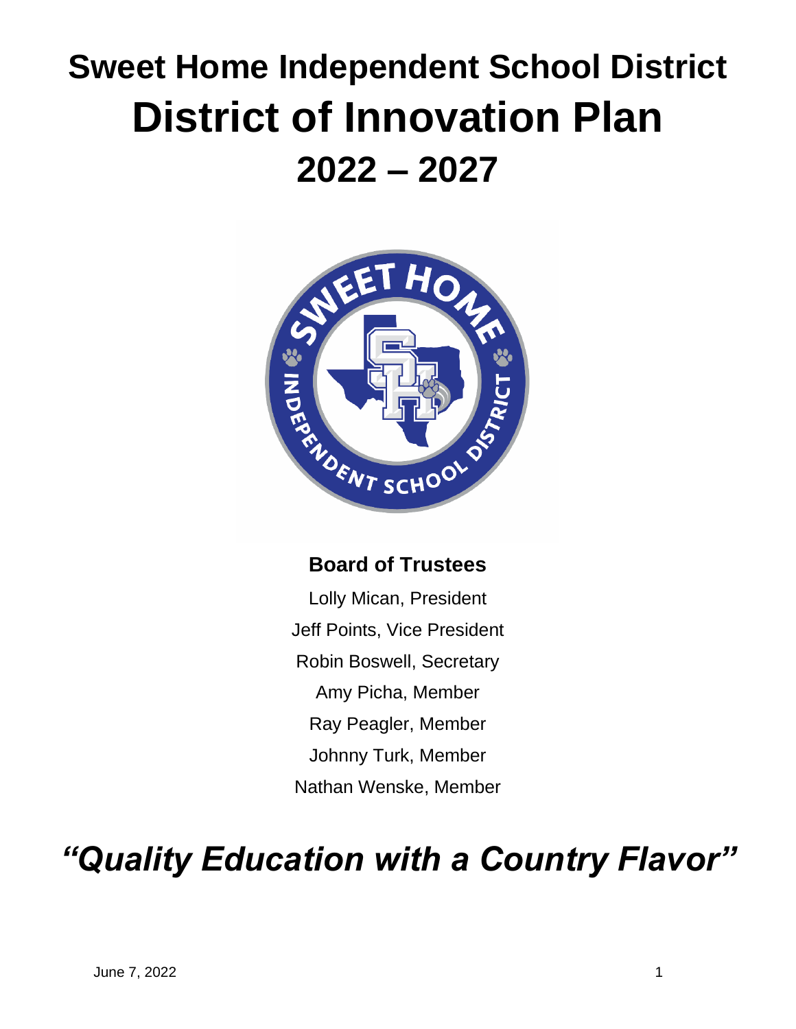# Sweet Home Independent School District

# District of Innovation Plan

# 2022 – 2027

**Board of Trustees**

Lolly Mican, President

Jeff Points, Vice President

Robin Boswell, Secretary

Amy Picha, Member

Ray Peagler, Member

Johnny Turk, Member

Nathan Wenske, Member

***"Quality Education with a Country Flavor"***

June 7, 2022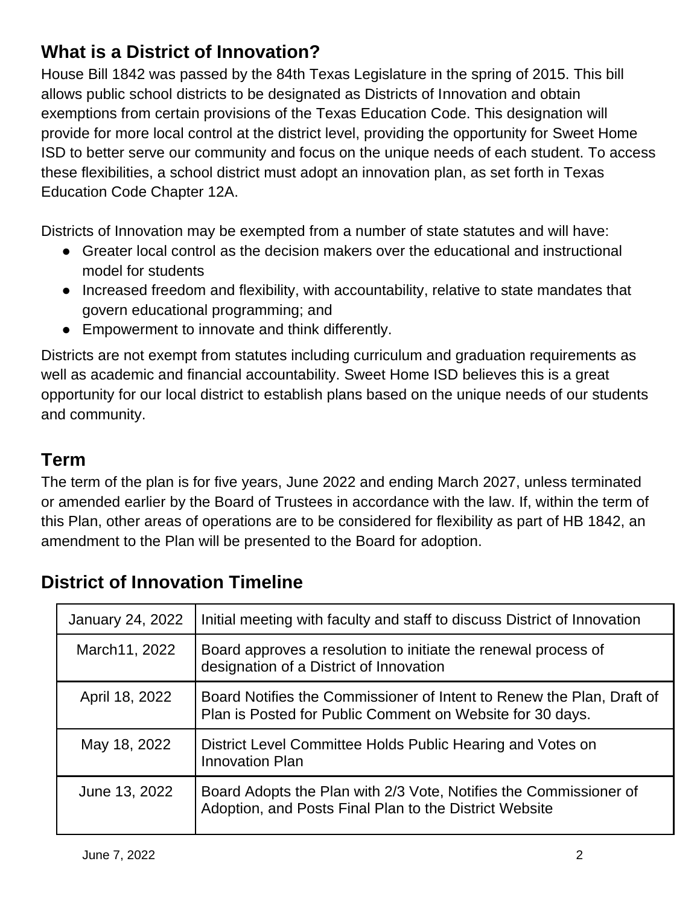## What is a District of Innovation?

House Bill 1842 was passed by the 84th Texas Legislature in the spring of 2015. This bill allows public school districts to be designated as Districts of Innovation and obtain exemptions from certain provisions of the Texas Education Code. This designation will provide for more local control at the district level, providing the opportunity for Sweet Home ISD to better serve our community and focus on the unique needs of each student. To access these flexibilities, a school district must adopt an innovation plan, as set forth in Texas Education Code Chapter 12A.

Districts of Innovation may be exempted from a number of state statutes and will have:

- Greater local control as the decision makers over the educational and instructional model for students
- Increased freedom and flexibility, with accountability, relative to state mandates that govern educational programming; and
- Empowerment to innovate and think differently.

Districts are not exempt from statutes including curriculum and graduation requirements as well as academic and financial accountability. Sweet Home ISD believes this is a great opportunity for our local district to establish plans based on the unique needs of our students and community.

## Term

The term of the plan is for five years, June 2022 and ending March 2027, unless terminated or amended earlier by the Board of Trustees in accordance with the law. If, within the term of this Plan, other areas of operations are to be considered for flexibility as part of HB 1842, an amendment to the Plan will be presented to the Board for adoption.

## District of Innovation Timeline

| | |
|---|---|
| January 24, 2022 | Initial meeting with faculty and staff to discuss District of Innovation |
| March11, 2022 | Board approves a resolution to initiate the renewal process of designation of a District of Innovation |
| April 18, 2022 | Board Notifies the Commissioner of Intent to Renew the Plan, Draft of Plan is Posted for Public Comment on Website for 30 days. |
| May 18, 2022 | District Level Committee Holds Public Hearing and Votes on Innovation Plan |
| June 13, 2022 | Board Adopts the Plan with 2/3 Vote, Notifies the Commissioner of Adoption, and Posts Final Plan to the District Website |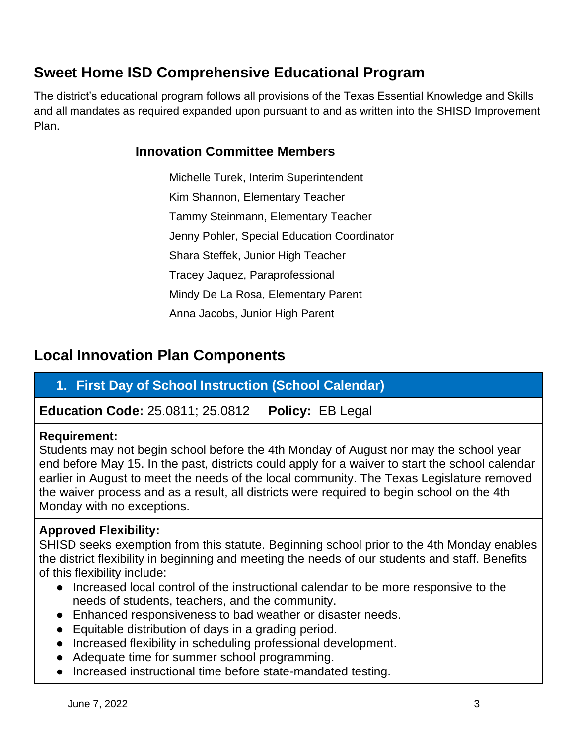## Sweet Home ISD Comprehensive Educational Program

The district's educational program follows all provisions of the Texas Essential Knowledge and Skills and all mandates as required expanded upon pursuant to and as written into the SHISD Improvement Plan.

### Innovation Committee Members

Michelle Turek, Interim Superintendent

Kim Shannon, Elementary Teacher

Tammy Steinmann, Elementary Teacher

Jenny Pohler, Special Education Coordinator

Shara Steffek, Junior High Teacher

Tracey Jaquez, Paraprofessional

Mindy De La Rosa, Elementary Parent

Anna Jacobs, Junior High Parent

## Local Innovation Plan Components

### 1. First Day of School Instruction (School Calendar)

**Education Code:** 25.0811; 25.0812 **Policy:** EB Legal

**Requirement:**
Students may not begin school before the 4th Monday of August nor may the school year end before May 15. In the past, districts could apply for a waiver to start the school calendar earlier in August to meet the needs of the local community. The Texas Legislature removed the waiver process and as a result, all districts were required to begin school on the 4th Monday with no exceptions.

**Approved Flexibility:**
SHISD seeks exemption from this statute. Beginning school prior to the 4th Monday enables the district flexibility in beginning and meeting the needs of our students and staff. Benefits of this flexibility include:

- Increased local control of the instructional calendar to be more responsive to the needs of students, teachers, and the community.
- Enhanced responsiveness to bad weather or disaster needs.
- Equitable distribution of days in a grading period.
- Increased flexibility in scheduling professional development.
- Adequate time for summer school programming.
- Increased instructional time before state-mandated testing.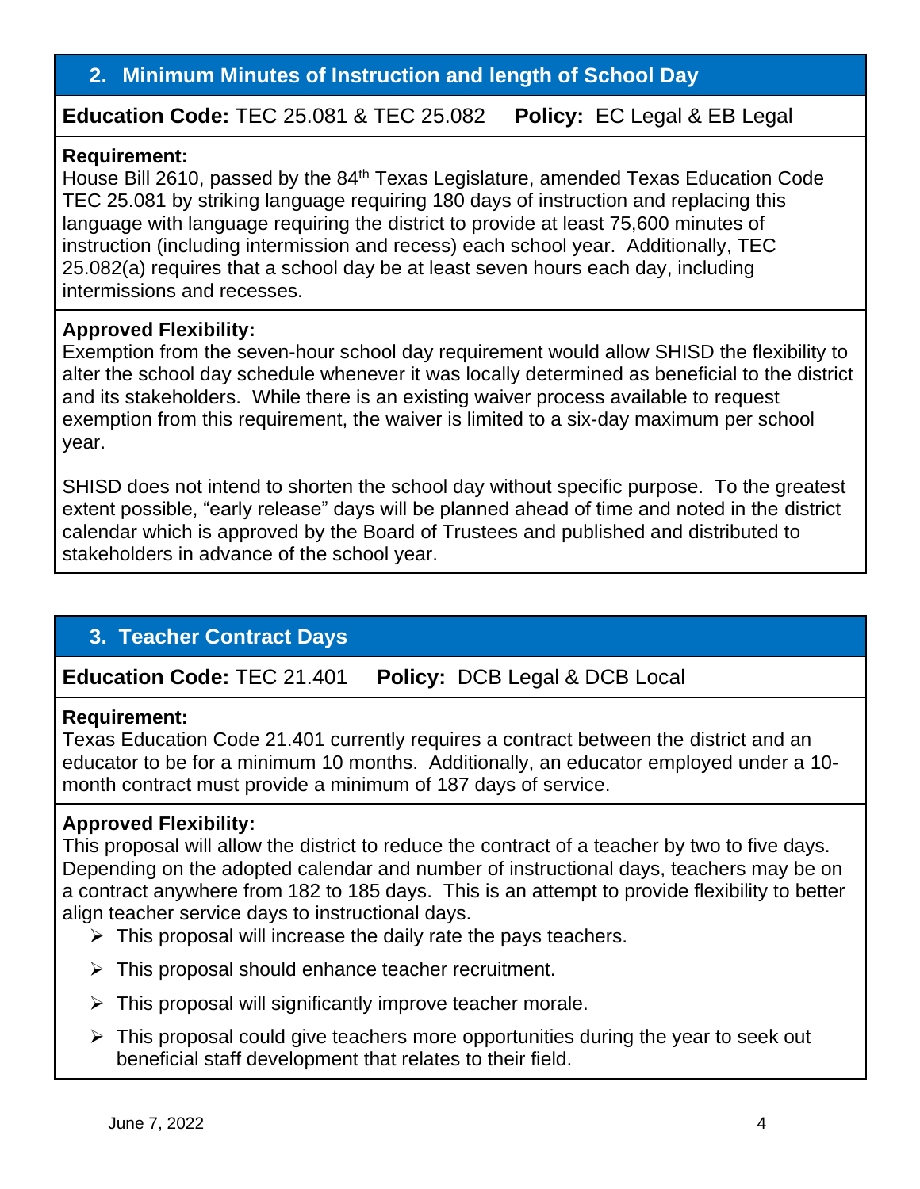## 2. Minimum Minutes of Instruction and length of School Day

**Education Code:** TEC 25.081 & TEC 25.082 **Policy:** EC Legal & EB Legal

**Requirement:**
House Bill 2610, passed by the 84th Texas Legislature, amended Texas Education Code TEC 25.081 by striking language requiring 180 days of instruction and replacing this language with language requiring the district to provide at least 75,600 minutes of instruction (including intermission and recess) each school year. Additionally, TEC 25.082(a) requires that a school day be at least seven hours each day, including intermissions and recesses.

**Approved Flexibility:**
Exemption from the seven-hour school day requirement would allow SHISD the flexibility to alter the school day schedule whenever it was locally determined as beneficial to the district and its stakeholders. While there is an existing waiver process available to request exemption from this requirement, the waiver is limited to a six-day maximum per school year.

SHISD does not intend to shorten the school day without specific purpose. To the greatest extent possible, "early release" days will be planned ahead of time and noted in the district calendar which is approved by the Board of Trustees and published and distributed to stakeholders in advance of the school year.

## 3. Teacher Contract Days

**Education Code:** TEC 21.401 **Policy:** DCB Legal & DCB Local

**Requirement:**
Texas Education Code 21.401 currently requires a contract between the district and an educator to be for a minimum 10 months. Additionally, an educator employed under a 10-month contract must provide a minimum of 187 days of service.

**Approved Flexibility:**
This proposal will allow the district to reduce the contract of a teacher by two to five days. Depending on the adopted calendar and number of instructional days, teachers may be on a contract anywhere from 182 to 185 days. This is an attempt to provide flexibility to better align teacher service days to instructional days.

- This proposal will increase the daily rate the pays teachers.
- This proposal should enhance teacher recruitment.
- This proposal will significantly improve teacher morale.
- This proposal could give teachers more opportunities during the year to seek out beneficial staff development that relates to their field.

June 7, 2022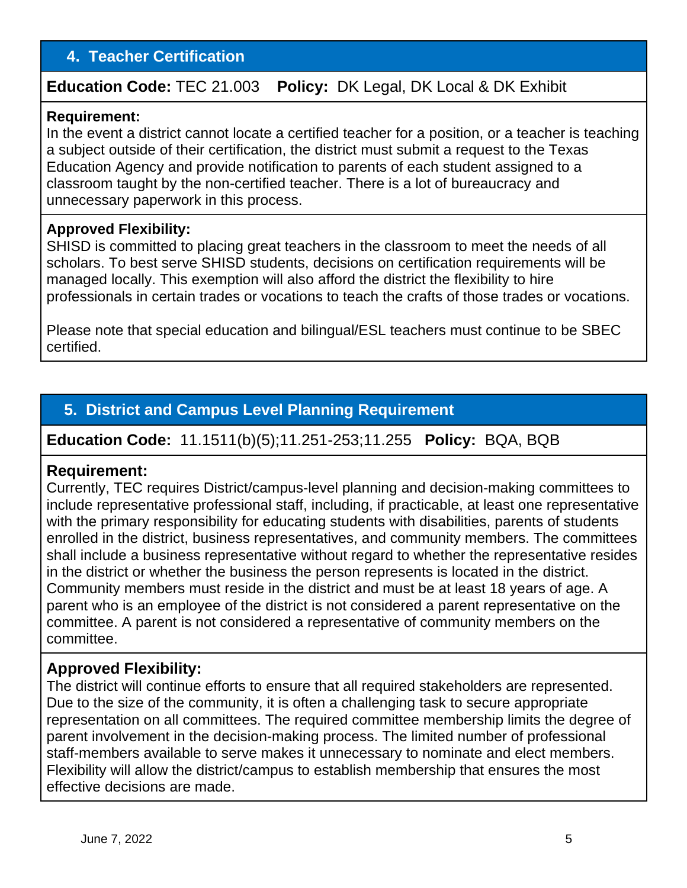## 4. Teacher Certification

**Education Code:** TEC 21.003 **Policy:** DK Legal, DK Local & DK Exhibit

**Requirement:**
In the event a district cannot locate a certified teacher for a position, or a teacher is teaching a subject outside of their certification, the district must submit a request to the Texas Education Agency and provide notification to parents of each student assigned to a classroom taught by the non-certified teacher. There is a lot of bureaucracy and unnecessary paperwork in this process.

**Approved Flexibility:**
SHISD is committed to placing great teachers in the classroom to meet the needs of all scholars. To best serve SHISD students, decisions on certification requirements will be managed locally. This exemption will also afford the district the flexibility to hire professionals in certain trades or vocations to teach the crafts of those trades or vocations.

Please note that special education and bilingual/ESL teachers must continue to be SBEC certified.

## 5. District and Campus Level Planning Requirement

**Education Code:** 11.1511(b)(5);11.251-253;11.255 **Policy:** BQA, BQB

**Requirement:**
Currently, TEC requires District/campus-level planning and decision-making committees to include representative professional staff, including, if practicable, at least one representative with the primary responsibility for educating students with disabilities, parents of students enrolled in the district, business representatives, and community members. The committees shall include a business representative without regard to whether the representative resides in the district or whether the business the person represents is located in the district. Community members must reside in the district and must be at least 18 years of age. A parent who is an employee of the district is not considered a parent representative on the committee. A parent is not considered a representative of community members on the committee.

**Approved Flexibility:**
The district will continue efforts to ensure that all required stakeholders are represented. Due to the size of the community, it is often a challenging task to secure appropriate representation on all committees. The required committee membership limits the degree of parent involvement in the decision-making process. The limited number of professional staff-members available to serve makes it unnecessary to nominate and elect members. Flexibility will allow the district/campus to establish membership that ensures the most effective decisions are made.

June 7, 2022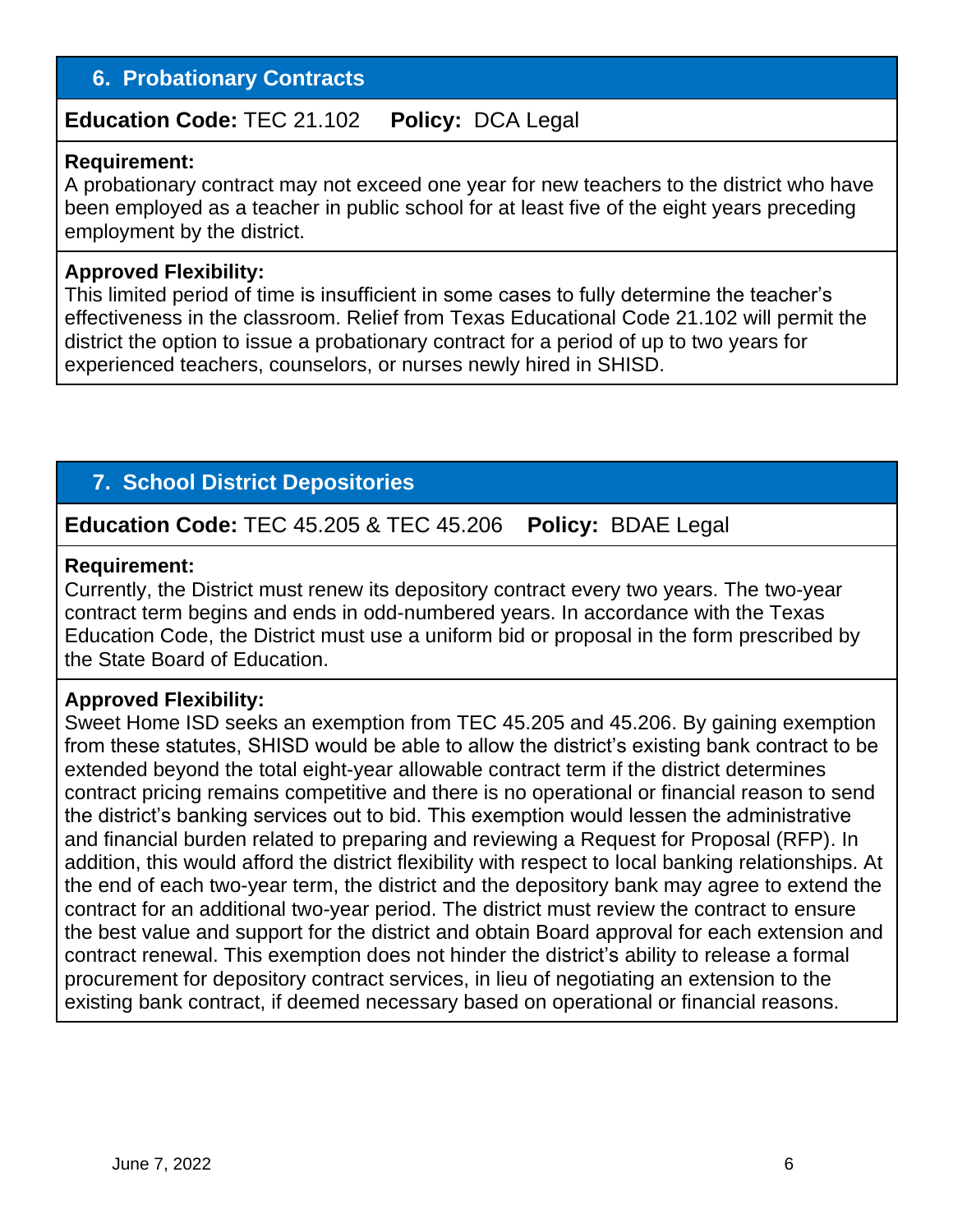## 6. Probationary Contracts

**Education Code:** TEC 21.102 **Policy:** DCA Legal

**Requirement:**
A probationary contract may not exceed one year for new teachers to the district who have been employed as a teacher in public school for at least five of the eight years preceding employment by the district.

**Approved Flexibility:**
This limited period of time is insufficient in some cases to fully determine the teacher's effectiveness in the classroom. Relief from Texas Educational Code 21.102 will permit the district the option to issue a probationary contract for a period of up to two years for experienced teachers, counselors, or nurses newly hired in SHISD.

## 7. School District Depositories

**Education Code:** TEC 45.205 & TEC 45.206 **Policy:** BDAE Legal

**Requirement:**
Currently, the District must renew its depository contract every two years. The two-year contract term begins and ends in odd-numbered years. In accordance with the Texas Education Code, the District must use a uniform bid or proposal in the form prescribed by the State Board of Education.

**Approved Flexibility:**
Sweet Home ISD seeks an exemption from TEC 45.205 and 45.206. By gaining exemption from these statutes, SHISD would be able to allow the district's existing bank contract to be extended beyond the total eight-year allowable contract term if the district determines contract pricing remains competitive and there is no operational or financial reason to send the district's banking services out to bid. This exemption would lessen the administrative and financial burden related to preparing and reviewing a Request for Proposal (RFP). In addition, this would afford the district flexibility with respect to local banking relationships. At the end of each two-year term, the district and the depository bank may agree to extend the contract for an additional two-year period. The district must review the contract to ensure the best value and support for the district and obtain Board approval for each extension and contract renewal. This exemption does not hinder the district's ability to release a formal procurement for depository contract services, in lieu of negotiating an extension to the existing bank contract, if deemed necessary based on operational or financial reasons.

June 7, 2022